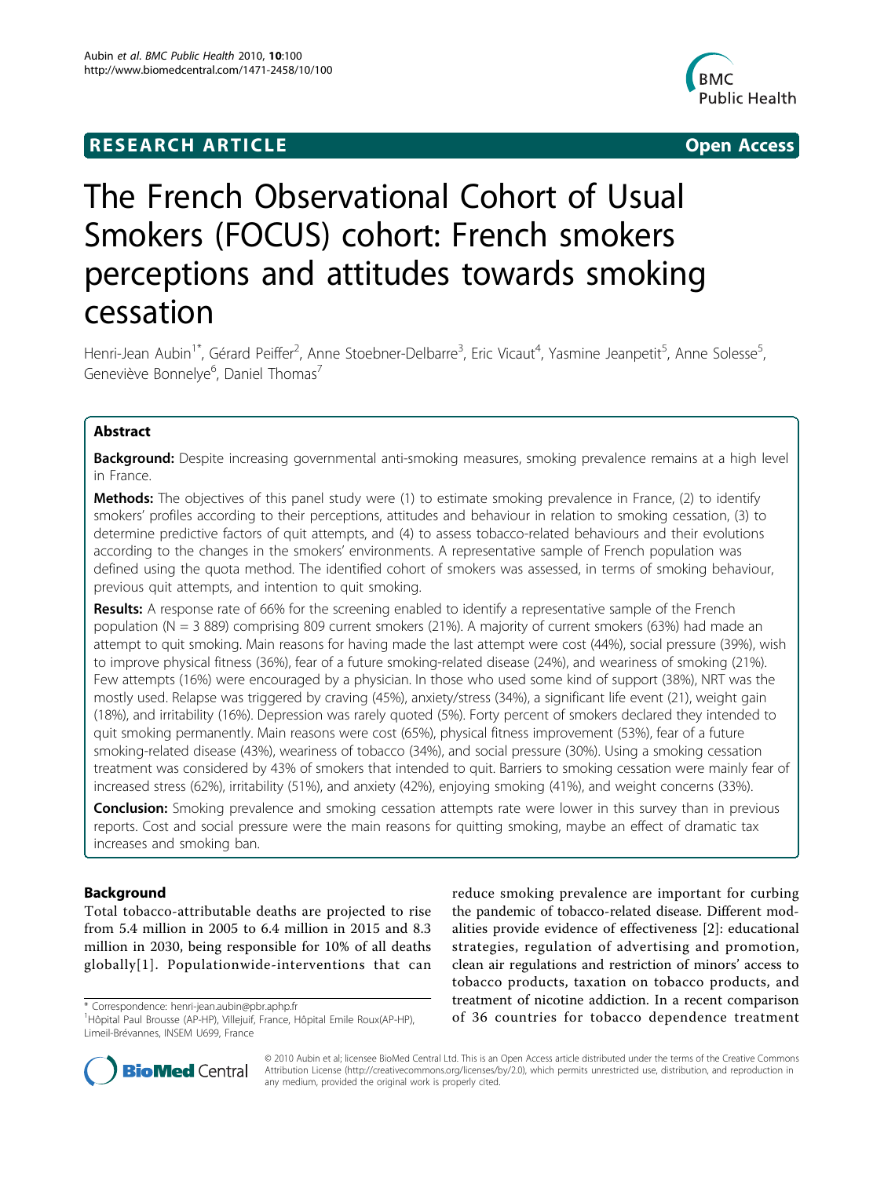**RESEARCH ARTICLE** **Open Access**

# The French Observational Cohort of Usual Smokers (FOCUS) cohort: French smokers perceptions and attitudes towards smoking cessation

Henri-Jean Aubin[1*], Gérard Peiffer[2], Anne Stoebner-Delbarre[3], Eric Vicaut[4], Yasmine Jeanpetit[5], Anne Solesse[5], Geneviève Bonnelye[6], Daniel Thomas[7]

## Abstract

**Background:** Despite increasing governmental anti-smoking measures, smoking prevalence remains at a high level in France.

**Methods:** The objectives of this panel study were (1) to estimate smoking prevalence in France, (2) to identify smokers' profiles according to their perceptions, attitudes and behaviour in relation to smoking cessation, (3) to determine predictive factors of quit attempts, and (4) to assess tobacco-related behaviours and their evolutions according to the changes in the smokers' environments. A representative sample of French population was defined using the quota method. The identified cohort of smokers was assessed, in terms of smoking behaviour, previous quit attempts, and intention to quit smoking.

**Results:** A response rate of 66% for the screening enabled to identify a representative sample of the French population (N = 3 889) comprising 809 current smokers (21%). A majority of current smokers (63%) had made an attempt to quit smoking. Main reasons for having made the last attempt were cost (44%), social pressure (39%), wish to improve physical fitness (36%), fear of a future smoking-related disease (24%), and weariness of smoking (21%). Few attempts (16%) were encouraged by a physician. In those who used some kind of support (38%), NRT was the mostly used. Relapse was triggered by craving (45%), anxiety/stress (34%), a significant life event (21), weight gain (18%), and irritability (16%). Depression was rarely quoted (5%). Forty percent of smokers declared they intended to quit smoking permanently. Main reasons were cost (65%), physical fitness improvement (53%), fear of a future smoking-related disease (43%), weariness of tobacco (34%), and social pressure (30%). Using a smoking cessation treatment was considered by 43% of smokers that intended to quit. Barriers to smoking cessation were mainly fear of increased stress (62%), irritability (51%), and anxiety (42%), enjoying smoking (41%), and weight concerns (33%).

**Conclusion:** Smoking prevalence and smoking cessation attempts rate were lower in this survey than in previous reports. Cost and social pressure were the main reasons for quitting smoking, maybe an effect of dramatic tax increases and smoking ban.

## Background

Total tobacco-attributable deaths are projected to rise from 5.4 million in 2005 to 6.4 million in 2015 and 8.3 million in 2030, being responsible for 10% of all deaths globally[1]. Populationwide-interventions that can reduce smoking prevalence are important for curbing the pandemic of tobacco-related disease. Different modalities provide evidence of effectiveness [2]: educational strategies, regulation of advertising and promotion, clean air regulations and restriction of minors' access to tobacco products, taxation on tobacco products, and treatment of nicotine addiction. In a recent comparison of 36 countries for tobacco dependence treatment

\* Correspondence: henri-jean.aubin@pbr.aphp.fr
[1]Hôpital Paul Brousse (AP-HP), Villejuif, France, Hôpital Emile Roux(AP-HP), Limeil-Brévannes, INSEM U699, France

© 2010 Aubin et al; licensee BioMed Central Ltd. This is an Open Access article distributed under the terms of the Creative Commons Attribution License (http://creativecommons.org/licenses/by/2.0), which permits unrestricted use, distribution, and reproduction in any medium, provided the original work is properly cited.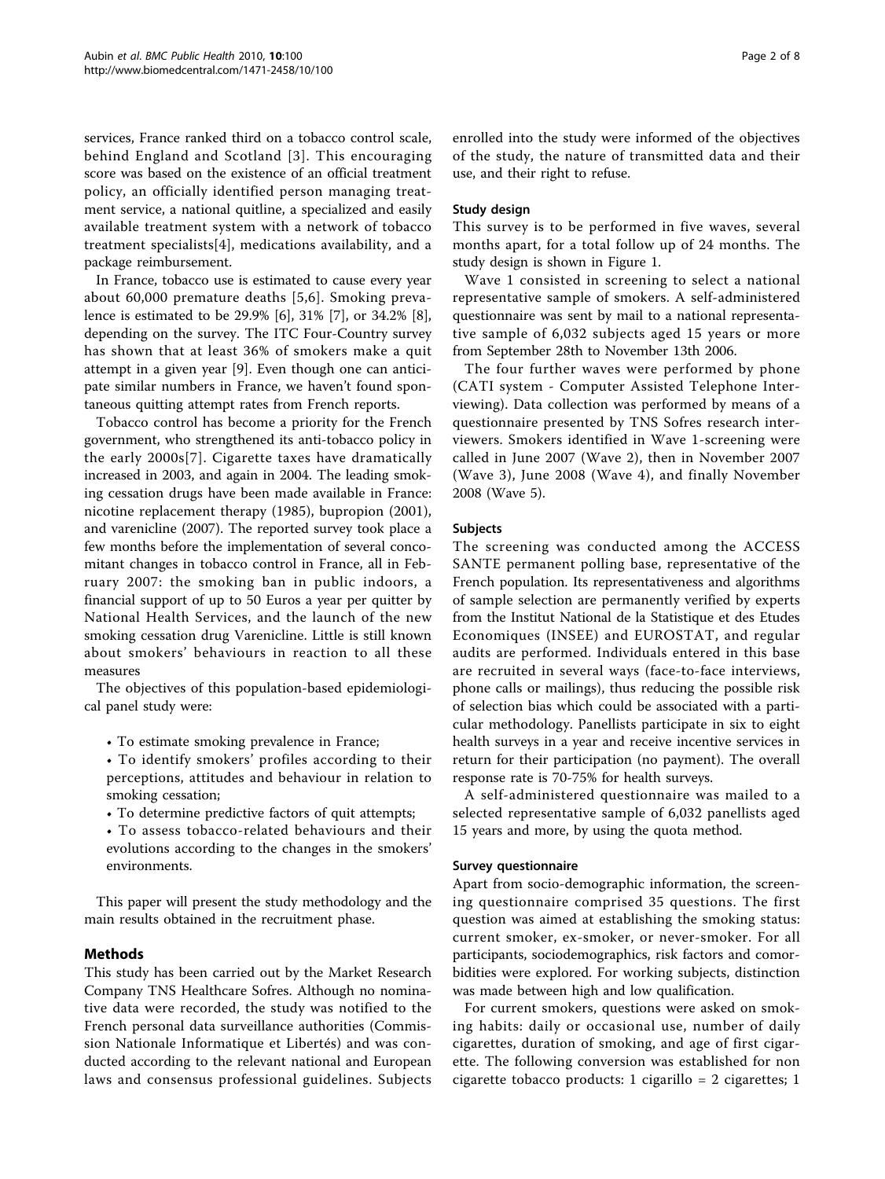services, France ranked third on a tobacco control scale, behind England and Scotland [3]. This encouraging score was based on the existence of an official treatment policy, an officially identified person managing treatment service, a national quitline, a specialized and easily available treatment system with a network of tobacco treatment specialists[4], medications availability, and a package reimbursement.

In France, tobacco use is estimated to cause every year about 60,000 premature deaths [5,6]. Smoking prevalence is estimated to be 29.9% [6], 31% [7], or 34.2% [8], depending on the survey. The ITC Four-Country survey has shown that at least 36% of smokers make a quit attempt in a given year [9]. Even though one can anticipate similar numbers in France, we haven't found spontaneous quitting attempt rates from French reports.

Tobacco control has become a priority for the French government, who strengthened its anti-tobacco policy in the early 2000s[7]. Cigarette taxes have dramatically increased in 2003, and again in 2004. The leading smoking cessation drugs have been made available in France: nicotine replacement therapy (1985), bupropion (2001), and varenicline (2007). The reported survey took place a few months before the implementation of several concomitant changes in tobacco control in France, all in February 2007: the smoking ban in public indoors, a financial support of up to 50 Euros a year per quitter by National Health Services, and the launch of the new smoking cessation drug Varenicline. Little is still known about smokers' behaviours in reaction to all these measures

The objectives of this population-based epidemiological panel study were:

- To estimate smoking prevalence in France;
- To identify smokers' profiles according to their perceptions, attitudes and behaviour in relation to smoking cessation;
- To determine predictive factors of quit attempts;
- To assess tobacco-related behaviours and their evolutions according to the changes in the smokers' environments.

This paper will present the study methodology and the main results obtained in the recruitment phase.

## Methods

This study has been carried out by the Market Research Company TNS Healthcare Sofres. Although no nominative data were recorded, the study was notified to the French personal data surveillance authorities (Commission Nationale Informatique et Libertés) and was conducted according to the relevant national and European laws and consensus professional guidelines. Subjects enrolled into the study were informed of the objectives of the study, the nature of transmitted data and their use, and their right to refuse.

### Study design

This survey is to be performed in five waves, several months apart, for a total follow up of 24 months. The study design is shown in Figure 1.

Wave 1 consisted in screening to select a national representative sample of smokers. A self-administered questionnaire was sent by mail to a national representative sample of 6,032 subjects aged 15 years or more from September 28th to November 13th 2006.

The four further waves were performed by phone (CATI system - Computer Assisted Telephone Interviewing). Data collection was performed by means of a questionnaire presented by TNS Sofres research interviewers. Smokers identified in Wave 1-screening were called in June 2007 (Wave 2), then in November 2007 (Wave 3), June 2008 (Wave 4), and finally November 2008 (Wave 5).

### Subjects

The screening was conducted among the ACCESS SANTE permanent polling base, representative of the French population. Its representativeness and algorithms of sample selection are permanently verified by experts from the Institut National de la Statistique et des Etudes Economiques (INSEE) and EUROSTAT, and regular audits are performed. Individuals entered in this base are recruited in several ways (face-to-face interviews, phone calls or mailings), thus reducing the possible risk of selection bias which could be associated with a particular methodology. Panellists participate in six to eight health surveys in a year and receive incentive services in return for their participation (no payment). The overall response rate is 70-75% for health surveys.

A self-administered questionnaire was mailed to a selected representative sample of 6,032 panellists aged 15 years and more, by using the quota method.

### Survey questionnaire

Apart from socio-demographic information, the screening questionnaire comprised 35 questions. The first question was aimed at establishing the smoking status: current smoker, ex-smoker, or never-smoker. For all participants, sociodemographics, risk factors and comorbidities were explored. For working subjects, distinction was made between high and low qualification.

For current smokers, questions were asked on smoking habits: daily or occasional use, number of daily cigarettes, duration of smoking, and age of first cigarette. The following conversion was established for non cigarette tobacco products: 1 cigarillo = 2 cigarettes; 1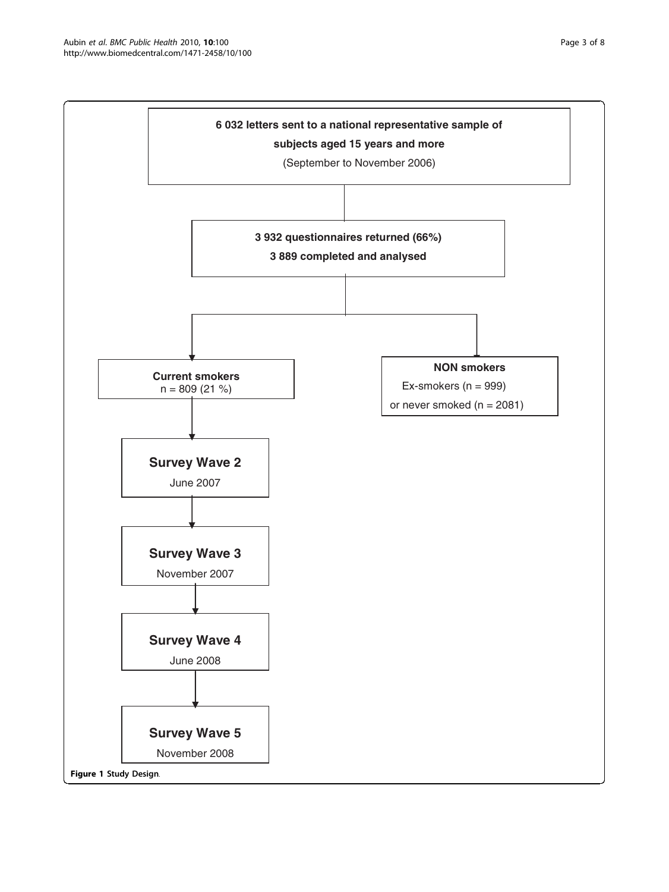6 032 letters sent to a national representative sample of subjects aged 15 years and more (September to November 2006)

3 932 questionnaires returned (66%)
3 889 completed and analysed

Current smokers
n = 809 (21 %)

NON smokers
Ex-smokers (n = 999)
or never smoked (n = 2081)

Survey Wave 2
June 2007

Survey Wave 3
November 2007

Survey Wave 4
June 2008

Survey Wave 5
November 2008

**Figure 1** Study Design.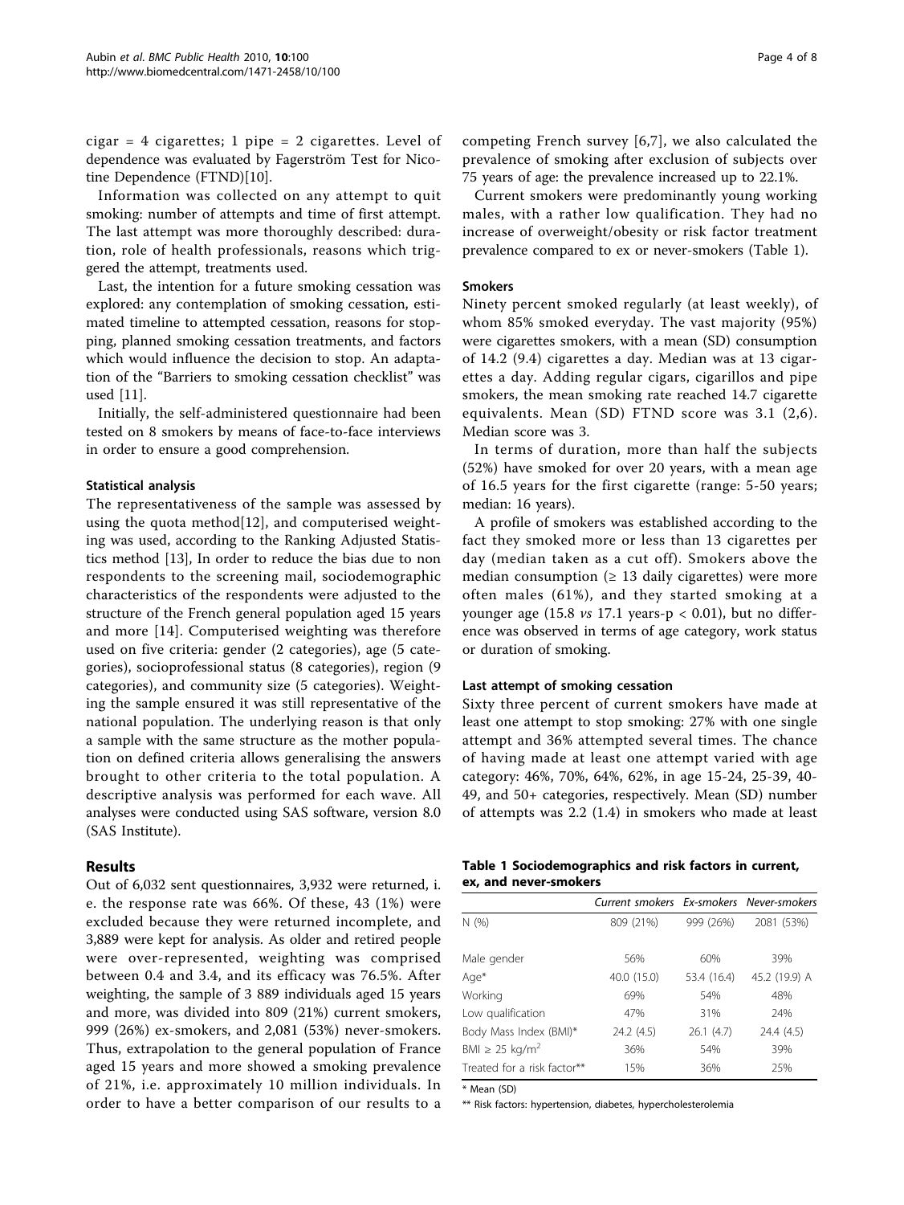cigar = 4 cigarettes; 1 pipe = 2 cigarettes. Level of dependence was evaluated by Fagerström Test for Nicotine Dependence (FTND)[10].

Information was collected on any attempt to quit smoking: number of attempts and time of first attempt. The last attempt was more thoroughly described: duration, role of health professionals, reasons which triggered the attempt, treatments used.

Last, the intention for a future smoking cessation was explored: any contemplation of smoking cessation, estimated timeline to attempted cessation, reasons for stopping, planned smoking cessation treatments, and factors which would influence the decision to stop. An adaptation of the "Barriers to smoking cessation checklist" was used [11].

Initially, the self-administered questionnaire had been tested on 8 smokers by means of face-to-face interviews in order to ensure a good comprehension.

### Statistical analysis

The representativeness of the sample was assessed by using the quota method[12], and computerised weighting was used, according to the Ranking Adjusted Statistics method [13], In order to reduce the bias due to non respondents to the screening mail, sociodemographic characteristics of the respondents were adjusted to the structure of the French general population aged 15 years and more [14]. Computerised weighting was therefore used on five criteria: gender (2 categories), age (5 categories), socioprofessional status (8 categories), region (9 categories), and community size (5 categories). Weighting the sample ensured it was still representative of the national population. The underlying reason is that only a sample with the same structure as the mother population on defined criteria allows generalising the answers brought to other criteria to the total population. A descriptive analysis was performed for each wave. All analyses were conducted using SAS software, version 8.0 (SAS Institute).

## Results

Out of 6,032 sent questionnaires, 3,932 were returned, i.e. the response rate was 66%. Of these, 43 (1%) were excluded because they were returned incomplete, and 3,889 were kept for analysis. As older and retired people were over-represented, weighting was comprised between 0.4 and 3.4, and its efficacy was 76.5%. After weighting, the sample of 3 889 individuals aged 15 years and more, was divided into 809 (21%) current smokers, 999 (26%) ex-smokers, and 2,081 (53%) never-smokers. Thus, extrapolation to the general population of France aged 15 years and more showed a smoking prevalence of 21%, i.e. approximately 10 million individuals. In order to have a better comparison of our results to a competing French survey [6,7], we also calculated the prevalence of smoking after exclusion of subjects over 75 years of age: the prevalence increased up to 22.1%.

Current smokers were predominantly young working males, with a rather low qualification. They had no increase of overweight/obesity or risk factor treatment prevalence compared to ex or never-smokers (Table 1).

### Smokers

Ninety percent smoked regularly (at least weekly), of whom 85% smoked everyday. The vast majority (95%) were cigarettes smokers, with a mean (SD) consumption of 14.2 (9.4) cigarettes a day. Median was at 13 cigarettes a day. Adding regular cigars, cigarillos and pipe smokers, the mean smoking rate reached 14.7 cigarette equivalents. Mean (SD) FTND score was 3.1 (2,6). Median score was 3.

In terms of duration, more than half the subjects (52%) have smoked for over 20 years, with a mean age of 16.5 years for the first cigarette (range: 5-50 years; median: 16 years).

A profile of smokers was established according to the fact they smoked more or less than 13 cigarettes per day (median taken as a cut off). Smokers above the median consumption (≥ 13 daily cigarettes) were more often males (61%), and they started smoking at a younger age (15.8 *vs* 17.1 years-$p < 0.01$), but no difference was observed in terms of age category, work status or duration of smoking.

### Last attempt of smoking cessation

Sixty three percent of current smokers have made at least one attempt to stop smoking: 27% with one single attempt and 36% attempted several times. The chance of having made at least one attempt varied with age category: 46%, 70%, 64%, 62%, in age 15-24, 25-39, 40-49, and 50+ categories, respectively. Mean (SD) number of attempts was 2.2 (1.4) in smokers who made at least

**Table 1 Sociodemographics and risk factors in current, ex, and never-smokers**

| | *Current smokers* | *Ex-smokers* | *Never-smokers* |
|---|---|---|---|
| N (%) | 809 (21%) | 999 (26%) | 2081 (53%) |
| Male gender | 56% | 60% | 39% |
| Age* | 40.0 (15.0) | 53.4 (16.4) | 45.2 (19.9) A |
| Working | 69% | 54% | 48% |
| Low qualification | 47% | 31% | 24% |
| Body Mass Index (BMI)* | 24.2 (4.5) | 26.1 (4.7) | 24.4 (4.5) |
| BMI ≥ 25 kg/m$^2$ | 36% | 54% | 39% |
| Treated for a risk factor** | 15% | 36% | 25% |

\* Mean (SD)

** Risk factors: hypertension, diabetes, hypercholesterolemia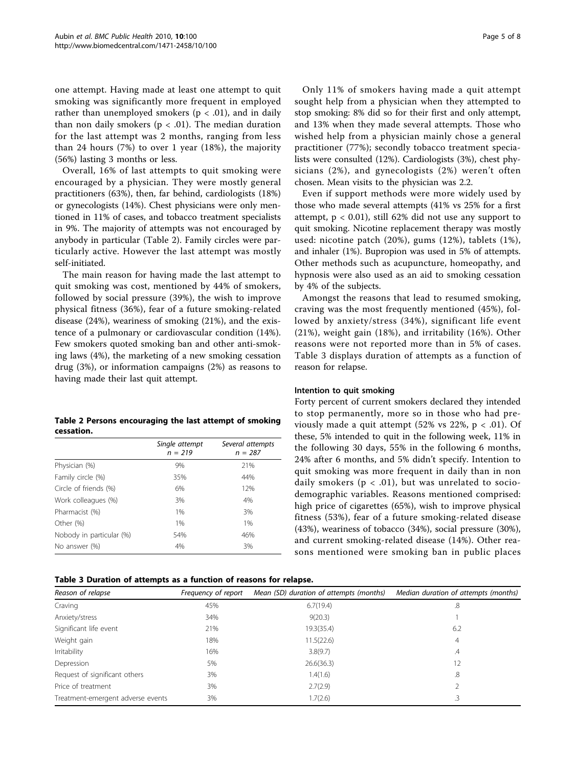one attempt. Having made at least one attempt to quit smoking was significantly more frequent in employed rather than unemployed smokers ($p < .01$), and in daily than non daily smokers ($p < .01$). The median duration for the last attempt was 2 months, ranging from less than 24 hours (7%) to over 1 year (18%), the majority (56%) lasting 3 months or less.

Overall, 16% of last attempts to quit smoking were encouraged by a physician. They were mostly general practitioners (63%), then, far behind, cardiologists (18%) or gynecologists (14%). Chest physicians were only mentioned in 11% of cases, and tobacco treatment specialists in 9%. The majority of attempts was not encouraged by anybody in particular (Table 2). Family circles were particularly active. However the last attempt was mostly self-initiated.

The main reason for having made the last attempt to quit smoking was cost, mentioned by 44% of smokers, followed by social pressure (39%), the wish to improve physical fitness (36%), fear of a future smoking-related disease (24%), weariness of smoking (21%), and the existence of a pulmonary or cardiovascular condition (14%). Few smokers quoted smoking ban and other anti-smoking laws (4%), the marketing of a new smoking cessation drug (3%), or information campaigns (2%) as reasons to having made their last quit attempt.

**Table 2 Persons encouraging the last attempt of smoking cessation.**

| | *Single attempt n = 219* | *Several attempts n = 287* |
|---|---|---|
| Physician (%) | 9% | 21% |
| Family circle (%) | 35% | 44% |
| Circle of friends (%) | 6% | 12% |
| Work colleagues (%) | 3% | 4% |
| Pharmacist (%) | 1% | 3% |
| Other (%) | 1% | 1% |
| Nobody in particular (%) | 54% | 46% |
| No answer (%) | 4% | 3% |

Only 11% of smokers having made a quit attempt sought help from a physician when they attempted to stop smoking: 8% did so for their first and only attempt, and 13% when they made several attempts. Those who wished help from a physician mainly chose a general practitioner (77%); secondly tobacco treatment specialists were consulted (12%). Cardiologists (3%), chest physicians (2%), and gynecologists (2%) weren't often chosen. Mean visits to the physician was 2.2.

Even if support methods were more widely used by those who made several attempts (41% vs 25% for a first attempt, $p < 0.01$), still 62% did not use any support to quit smoking. Nicotine replacement therapy was mostly used: nicotine patch (20%), gums (12%), tablets (1%), and inhaler (1%). Bupropion was used in 5% of attempts. Other methods such as acupuncture, homeopathy, and hypnosis were also used as an aid to smoking cessation by 4% of the subjects.

Amongst the reasons that lead to resumed smoking, craving was the most frequently mentioned (45%), followed by anxiety/stress (34%), significant life event (21%), weight gain (18%), and irritability (16%). Other reasons were not reported more than in 5% of cases. Table 3 displays duration of attempts as a function of reason for relapse.

### Intention to quit smoking

Forty percent of current smokers declared they intended to stop permanently, more so in those who had previously made a quit attempt (52% vs 22%, $p < .01$). Of these, 5% intended to quit in the following week, 11% in the following 30 days, 55% in the following 6 months, 24% after 6 months, and 5% didn't specify. Intention to quit smoking was more frequent in daily than in non daily smokers ($p < .01$), but was unrelated to sociodemographic variables. Reasons mentioned comprised: high price of cigarettes (65%), wish to improve physical fitness (53%), fear of a future smoking-related disease (43%), weariness of tobacco (34%), social pressure (30%), and current smoking-related disease (14%). Other reasons mentioned were smoking ban in public places

**Table 3 Duration of attempts as a function of reasons for relapse.**

| *Reason of relapse* | *Frequency of report* | *Mean (SD) duration of attempts (months)* | *Median duration of attempts (months)* |
|---|---|---|---|
| Craving | 45% | 6.7(19.4) | .8 |
| Anxiety/stress | 34% | 9(20.3) | 1 |
| Significant life event | 21% | 19.3(35.4) | 6.2 |
| Weight gain | 18% | 11.5(22.6) | 4 |
| Irritability | 16% | 3.8(9.7) | .4 |
| Depression | 5% | 26.6(36.3) | 12 |
| Request of significant others | 3% | 1.4(1.6) | .8 |
| Price of treatment | 3% | 2.7(2.9) | 2 |
| Treatment-emergent adverse events | 3% | 1.7(2.6) | .3 |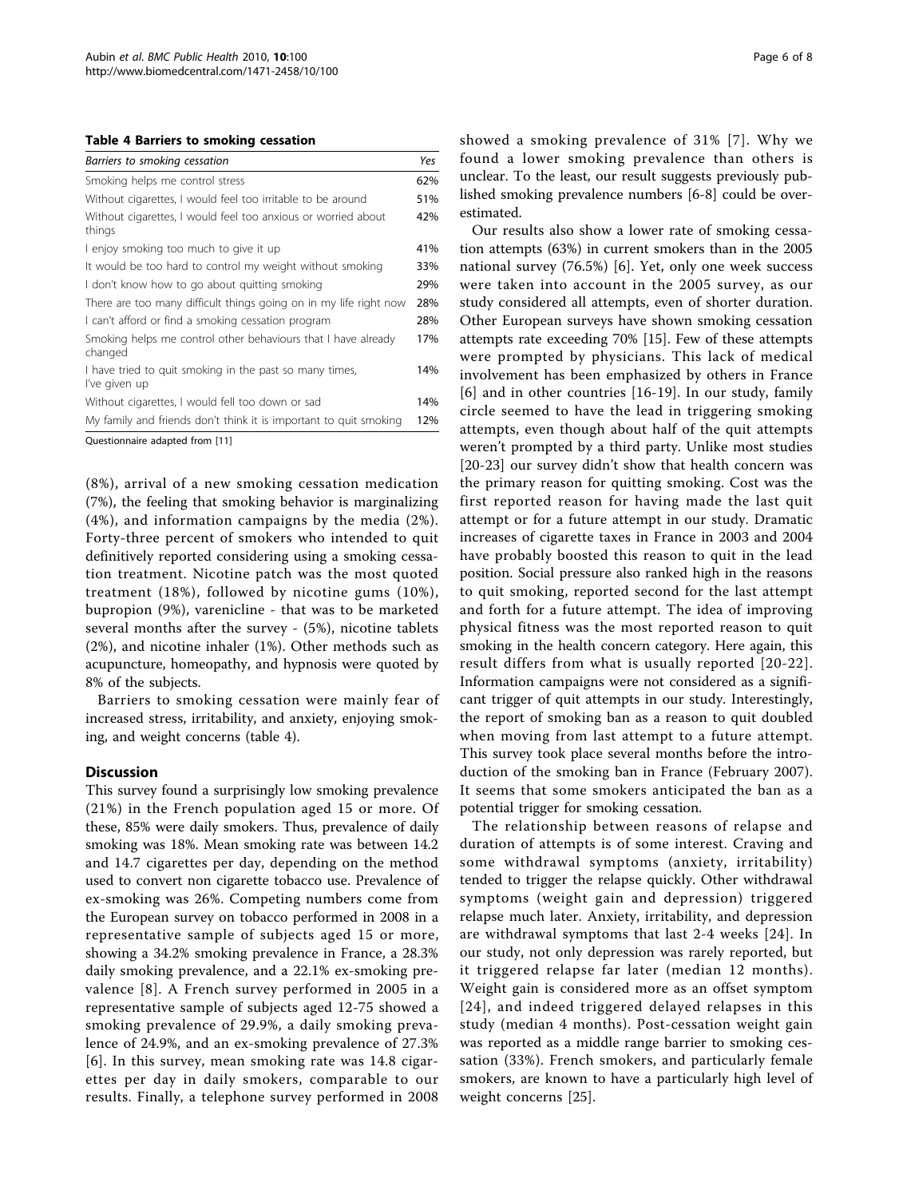**Table 4 Barriers to smoking cessation**

| Barriers to smoking cessation | Yes |
|---|---|
| Smoking helps me control stress | 62% |
| Without cigarettes, I would feel too irritable to be around | 51% |
| Without cigarettes, I would feel too anxious or worried about things | 42% |
| I enjoy smoking too much to give it up | 41% |
| It would be too hard to control my weight without smoking | 33% |
| I don't know how to go about quitting smoking | 29% |
| There are too many difficult things going on in my life right now | 28% |
| I can't afford or find a smoking cessation program | 28% |
| Smoking helps me control other behaviours that I have already changed | 17% |
| I have tried to quit smoking in the past so many times, I've given up | 14% |
| Without cigarettes, I would fell too down or sad | 14% |
| My family and friends don't think it is important to quit smoking | 12% |

Questionnaire adapted from [11]

(8%), arrival of a new smoking cessation medication (7%), the feeling that smoking behavior is marginalizing (4%), and information campaigns by the media (2%). Forty-three percent of smokers who intended to quit definitively reported considering using a smoking cessation treatment. Nicotine patch was the most quoted treatment (18%), followed by nicotine gums (10%), bupropion (9%), varenicline - that was to be marketed several months after the survey - (5%), nicotine tablets (2%), and nicotine inhaler (1%). Other methods such as acupuncture, homeopathy, and hypnosis were quoted by 8% of the subjects.

Barriers to smoking cessation were mainly fear of increased stress, irritability, and anxiety, enjoying smoking, and weight concerns (table 4).

## Discussion

This survey found a surprisingly low smoking prevalence (21%) in the French population aged 15 or more. Of these, 85% were daily smokers. Thus, prevalence of daily smoking was 18%. Mean smoking rate was between 14.2 and 14.7 cigarettes per day, depending on the method used to convert non cigarette tobacco use. Prevalence of ex-smoking was 26%. Competing numbers come from the European survey on tobacco performed in 2008 in a representative sample of subjects aged 15 or more, showing a 34.2% smoking prevalence in France, a 28.3% daily smoking prevalence, and a 22.1% ex-smoking prevalence [8]. A French survey performed in 2005 in a representative sample of subjects aged 12-75 showed a smoking prevalence of 29.9%, a daily smoking prevalence of 24.9%, and an ex-smoking prevalence of 27.3% [6]. In this survey, mean smoking rate was 14.8 cigarettes per day in daily smokers, comparable to our results. Finally, a telephone survey performed in 2008 showed a smoking prevalence of 31% [7]. Why we found a lower smoking prevalence than others is unclear. To the least, our result suggests previously published smoking prevalence numbers [6-8] could be overestimated.

Our results also show a lower rate of smoking cessation attempts (63%) in current smokers than in the 2005 national survey (76.5%) [6]. Yet, only one week success were taken into account in the 2005 survey, as our study considered all attempts, even of shorter duration. Other European surveys have shown smoking cessation attempts rate exceeding 70% [15]. Few of these attempts were prompted by physicians. This lack of medical involvement has been emphasized by others in France [6] and in other countries [16-19]. In our study, family circle seemed to have the lead in triggering smoking attempts, even though about half of the quit attempts weren't prompted by a third party. Unlike most studies [20-23] our survey didn't show that health concern was the primary reason for quitting smoking. Cost was the first reported reason for having made the last quit attempt or for a future attempt in our study. Dramatic increases of cigarette taxes in France in 2003 and 2004 have probably boosted this reason to quit in the lead position. Social pressure also ranked high in the reasons to quit smoking, reported second for the last attempt and forth for a future attempt. The idea of improving physical fitness was the most reported reason to quit smoking in the health concern category. Here again, this result differs from what is usually reported [20-22]. Information campaigns were not considered as a significant trigger of quit attempts in our study. Interestingly, the report of smoking ban as a reason to quit doubled when moving from last attempt to a future attempt. This survey took place several months before the introduction of the smoking ban in France (February 2007). It seems that some smokers anticipated the ban as a potential trigger for smoking cessation.

The relationship between reasons of relapse and duration of attempts is of some interest. Craving and some withdrawal symptoms (anxiety, irritability) tended to trigger the relapse quickly. Other withdrawal symptoms (weight gain and depression) triggered relapse much later. Anxiety, irritability, and depression are withdrawal symptoms that last 2-4 weeks [24]. In our study, not only depression was rarely reported, but it triggered relapse far later (median 12 months). Weight gain is considered more as an offset symptom [24], and indeed triggered delayed relapses in this study (median 4 months). Post-cessation weight gain was reported as a middle range barrier to smoking cessation (33%). French smokers, and particularly female smokers, are known to have a particularly high level of weight concerns [25].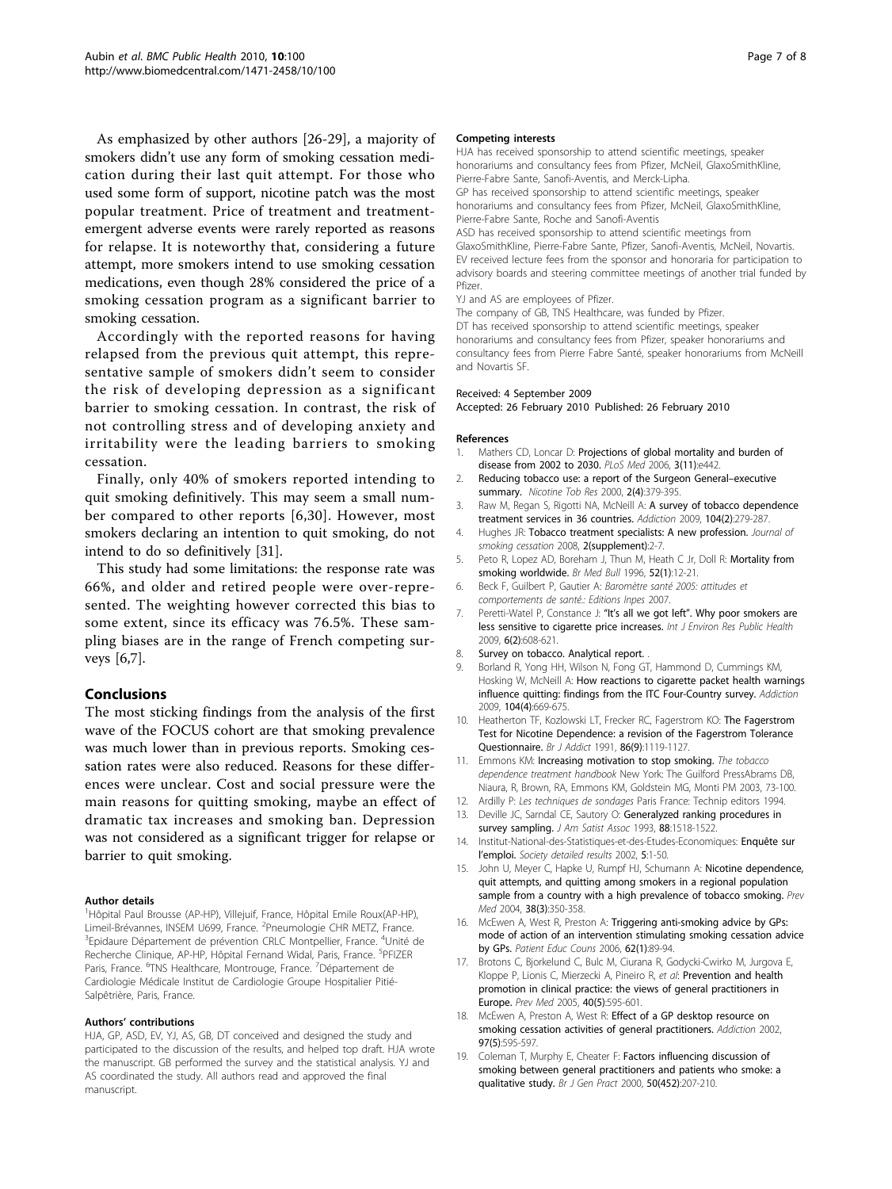As emphasized by other authors [26-29], a majority of smokers didn't use any form of smoking cessation medication during their last quit attempt. For those who used some form of support, nicotine patch was the most popular treatment. Price of treatment and treatment-emergent adverse events were rarely reported as reasons for relapse. It is noteworthy that, considering a future attempt, more smokers intend to use smoking cessation medications, even though 28% considered the price of a smoking cessation program as a significant barrier to smoking cessation.

Accordingly with the reported reasons for having relapsed from the previous quit attempt, this representative sample of smokers didn't seem to consider the risk of developing depression as a significant barrier to smoking cessation. In contrast, the risk of not controlling stress and of developing anxiety and irritability were the leading barriers to smoking cessation.

Finally, only 40% of smokers reported intending to quit smoking definitively. This may seem a small number compared to other reports [6,30]. However, most smokers declaring an intention to quit smoking, do not intend to do so definitively [31].

This study had some limitations: the response rate was 66%, and older and retired people were over-represented. The weighting however corrected this bias to some extent, since its efficacy was 76.5%. These sampling biases are in the range of French competing surveys [6,7].

## Conclusions

The most sticking findings from the analysis of the first wave of the FOCUS cohort are that smoking prevalence was much lower than in previous reports. Smoking cessation rates were also reduced. Reasons for these differences were unclear. Cost and social pressure were the main reasons for quitting smoking, maybe an effect of dramatic tax increases and smoking ban. Depression was not considered as a significant trigger for relapse or barrier to quit smoking.

#### Author details

[1]Hôpital Paul Brousse (AP-HP), Villejuif, France, Hôpital Emile Roux(AP-HP), Limeil-Brévannes, INSEM U699, France. [2]Pneumologie CHR METZ, France. [3]Epidaure Département de prévention CRLC Montpellier, France. [4]Unité de Recherche Clinique, AP-HP, Hôpital Fernand Widal, Paris, France. [5]PFIZER Paris, France. [6]TNS Healthcare, Montrouge, France. [7]Département de Cardiologie Médicale Institut de Cardiologie Groupe Hospitalier Pitié-Salpêtrière, Paris, France.

#### Authors' contributions

HJA, GP, ASD, EV, YJ, AS, GB, DT conceived and designed the study and participated to the discussion of the results, and helped top draft. HJA wrote the manuscript. GB performed the survey and the statistical analysis. YJ and AS coordinated the study. All authors read and approved the final manuscript.

#### Competing interests

HJA has received sponsorship to attend scientific meetings, speaker honorariums and consultancy fees from Pfizer, McNeil, GlaxoSmithKline, Pierre-Fabre Sante, Sanofi-Aventis, and Merck-Lipha.
GP has received sponsorship to attend scientific meetings, speaker honorariums and consultancy fees from Pfizer, McNeil, GlaxoSmithKline, Pierre-Fabre Sante, Roche and Sanofi-Aventis
ASD has received sponsorship to attend scientific meetings from GlaxoSmithKline, Pierre-Fabre Sante, Pfizer, Sanofi-Aventis, McNeil, Novartis.
EV received lecture fees from the sponsor and honoraria for participation to advisory boards and steering committee meetings of another trial funded by Pfizer.
YJ and AS are employees of Pfizer.
The company of GB, TNS Healthcare, was funded by Pfizer.
DT has received sponsorship to attend scientific meetings, speaker honorariums and consultancy fees from Pfizer, speaker honorariums and consultancy fees from Pierre Fabre Santé, speaker honorariums from McNeill and Novartis SF.

Received: 4 September 2009
Accepted: 26 February 2010 Published: 26 February 2010

#### References

1. Mathers CD, Loncar D: **Projections of global mortality and burden of disease from 2002 to 2030.** *PLoS Med* 2006, **3(11)**:e442.
2. **Reducing tobacco use: a report of the Surgeon General–executive summary.** *Nicotine Tob Res* 2000, **2(4)**:379-395.
3. Raw M, Regan S, Rigotti NA, McNeill A: **A survey of tobacco dependence treatment services in 36 countries.** *Addiction* 2009, **104(2)**:279-287.
4. Hughes JR: **Tobacco treatment specialists: A new profession.** *Journal of smoking cessation* 2008, **2(supplement)**:2-7.
5. Peto R, Lopez AD, Boreham J, Thun M, Heath C Jr, Doll R: **Mortality from smoking worldwide.** *Br Med Bull* 1996, **52(1)**:12-21.
6. Beck F, Guilbert P, Gautier A: *Baromètre santé 2005: attitudes et comportements de santé.: Editions Inpes* 2007.
7. Peretti-Watel P, Constance J: **"It's all we got left". Why poor smokers are less sensitive to cigarette price increases.** *Int J Environ Res Public Health* 2009, **6(2)**:608-621.
8. **Survey on tobacco. Analytical report.** .
9. Borland R, Yong HH, Wilson N, Fong GT, Hammond D, Cummings KM, Hosking W, McNeill A: **How reactions to cigarette packet health warnings influence quitting: findings from the ITC Four-Country survey.** *Addiction* 2009, **104(4)**:669-675.
10. Heatherton TF, Kozlowski LT, Frecker RC, Fagerstrom KO: **The Fagerstrom Test for Nicotine Dependence: a revision of the Fagerstrom Tolerance Questionnaire.** *Br J Addict* 1991, **86(9)**:1119-1127.
11. Emmons KM: **Increasing motivation to stop smoking.** *The tobacco dependence treatment handbook* New York: The Guilford PressAbrams DB, Niaura, R, Brown, RA, Emmons KM, Goldstein MG, Monti PM 2003, 73-100.
12. Ardilly P: *Les techniques de sondages* Paris France: Technip editors 1994.
13. Deville JC, Sarndal CE, Sautory O: **Generalyzed ranking procedures in survey sampling.** *J Am Satist Assoc* 1993, **88**:1518-1522.
14. Institut-National-des-Statistiques-et-des-Etudes-Economiques: **Enquête sur l'emploi.** *Society detailed results* 2002, **5**:1-50.
15. John U, Meyer C, Hapke U, Rumpf HJ, Schumann A: **Nicotine dependence, quit attempts, and quitting among smokers in a regional population sample from a country with a high prevalence of tobacco smoking.** *Prev Med* 2004, **38(3)**:350-358.
16. McEwen A, West R, Preston A: **Triggering anti-smoking advice by GPs: mode of action of an intervention stimulating smoking cessation advice by GPs.** *Patient Educ Couns* 2006, **62(1)**:89-94.
17. Brotons C, Bjorkelund C, Bulc M, Ciurana R, Godycki-Cwirko M, Jurgova E, Kloppe P, Lionis C, Mierzecki A, Pineiro R, *et al*: **Prevention and health promotion in clinical practice: the views of general practitioners in Europe.** *Prev Med* 2005, **40(5)**:595-601.
18. McEwen A, Preston A, West R: **Effect of a GP desktop resource on smoking cessation activities of general practitioners.** *Addiction* 2002, **97(5)**:595-597.
19. Coleman T, Murphy E, Cheater F: **Factors influencing discussion of smoking between general practitioners and patients who smoke: a qualitative study.** *Br J Gen Pract* 2000, **50(452)**:207-210.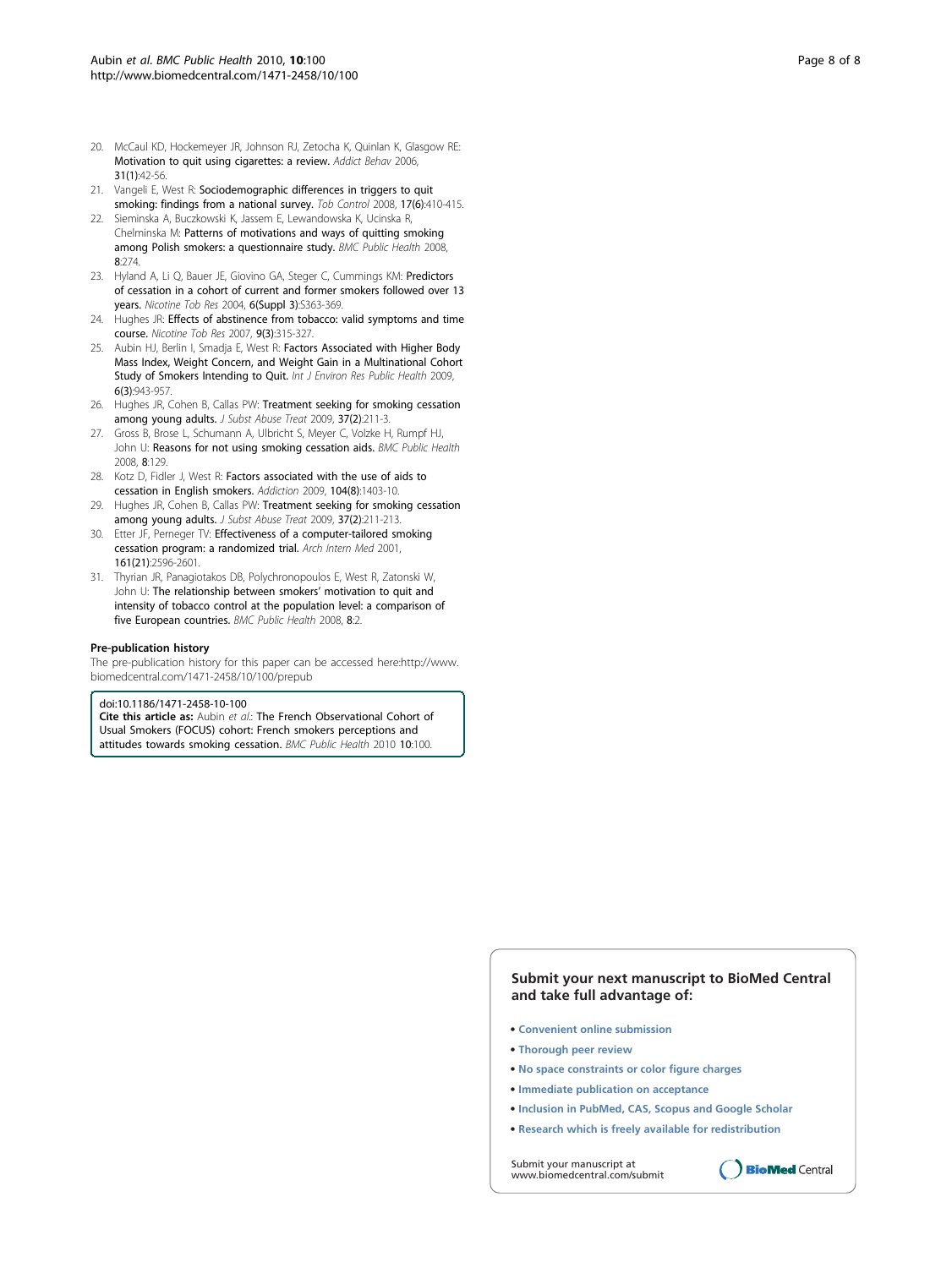20. McCaul KD, Hockemeyer JR, Johnson RJ, Zetocha K, Quinlan K, Glasgow RE: **Motivation to quit using cigarettes: a review.** *Addict Behav* 2006, **31(1)**:42-56.
21. Vangeli E, West R: **Sociodemographic differences in triggers to quit smoking: findings from a national survey.** *Tob Control* 2008, **17(6)**:410-415.
22. Sieminska A, Buczkowski K, Jassem E, Lewandowska K, Ucinska R, Chelminska M: **Patterns of motivations and ways of quitting smoking among Polish smokers: a questionnaire study.** *BMC Public Health* 2008, **8**:274.
23. Hyland A, Li Q, Bauer JE, Giovino GA, Steger C, Cummings KM: **Predictors of cessation in a cohort of current and former smokers followed over 13 years.** *Nicotine Tob Res* 2004, **6(Suppl 3)**:S363-369.
24. Hughes JR: **Effects of abstinence from tobacco: valid symptoms and time course.** *Nicotine Tob Res* 2007, **9(3)**:315-327.
25. Aubin HJ, Berlin I, Smadja E, West R: **Factors Associated with Higher Body Mass Index, Weight Concern, and Weight Gain in a Multinational Cohort Study of Smokers Intending to Quit.** *Int J Environ Res Public Health* 2009, **6(3)**:943-957.
26. Hughes JR, Cohen B, Callas PW: **Treatment seeking for smoking cessation among young adults.** *J Subst Abuse Treat* 2009, **37(2)**:211-3.
27. Gross B, Brose L, Schumann A, Ulbricht S, Meyer C, Volzke H, Rumpf HJ, John U: **Reasons for not using smoking cessation aids.** *BMC Public Health* 2008, **8**:129.
28. Kotz D, Fidler J, West R: **Factors associated with the use of aids to cessation in English smokers.** *Addiction* 2009, **104(8)**:1403-10.
29. Hughes JR, Cohen B, Callas PW: **Treatment seeking for smoking cessation among young adults.** *J Subst Abuse Treat* 2009, **37(2)**:211-213.
30. Etter JF, Perneger TV: **Effectiveness of a computer-tailored smoking cessation program: a randomized trial.** *Arch Intern Med* 2001, **161(21)**:2596-2601.
31. Thyrian JR, Panagiotakos DB, Polychronopoulos E, West R, Zatonski W, John U: **The relationship between smokers' motivation to quit and intensity of tobacco control at the population level: a comparison of five European countries.** *BMC Public Health* 2008, **8**:2.

### Pre-publication history

The pre-publication history for this paper can be accessed here:http://www.biomedcentral.com/1471-2458/10/100/prepub

doi:10.1186/1471-2458-10-100
**Cite this article as:** Aubin *et al.*: The French Observational Cohort of Usual Smokers (FOCUS) cohort: French smokers perceptions and attitudes towards smoking cessation. *BMC Public Health* 2010 **10**:100.

**Submit your next manuscript to BioMed Central and take full advantage of:**

- Convenient online submission
- Thorough peer review
- No space constraints or color figure charges
- Immediate publication on acceptance
- Inclusion in PubMed, CAS, Scopus and Google Scholar
- Research which is freely available for redistribution

Submit your manuscript at www.biomedcentral.com/submit

BioMed Central